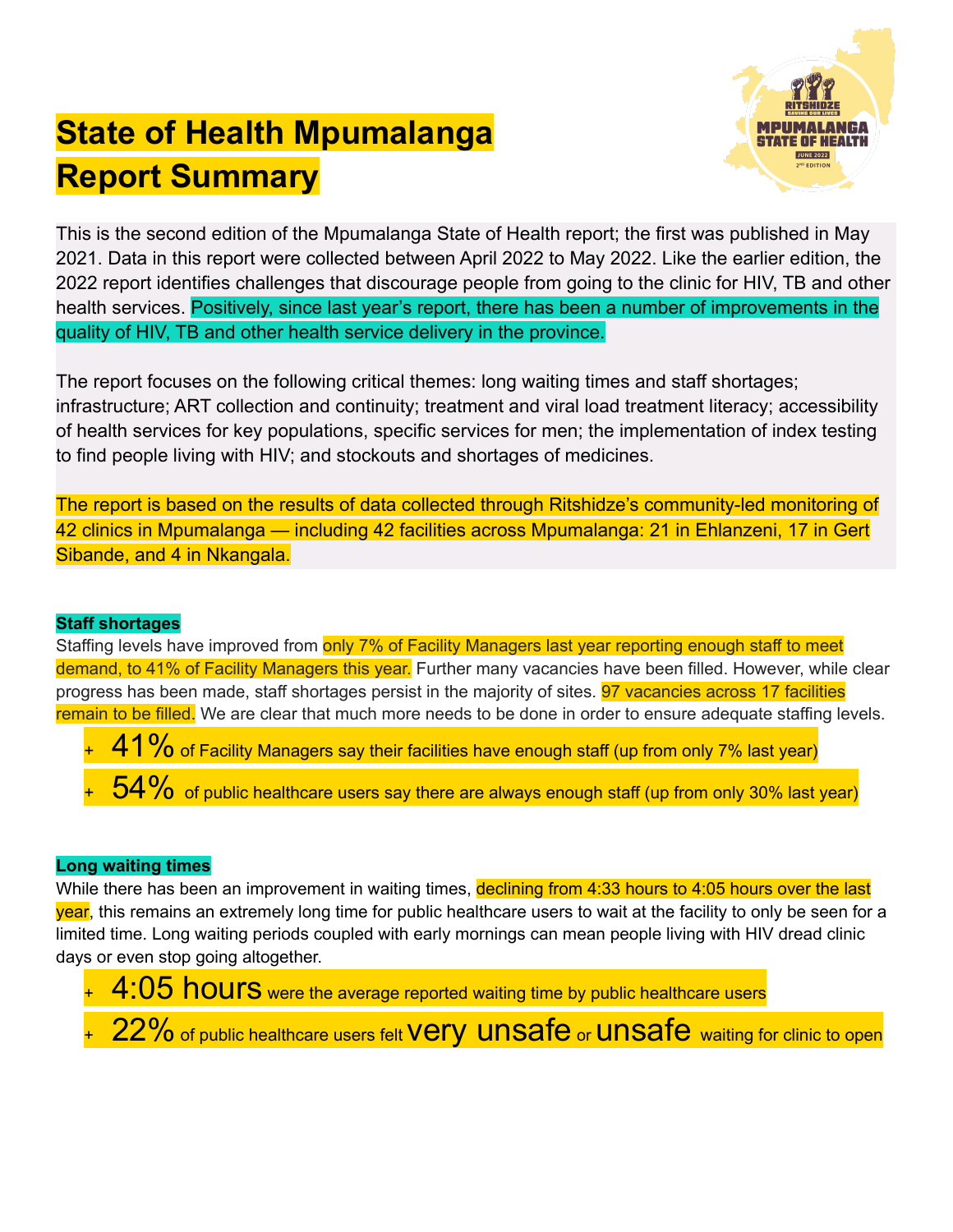# State of Health Mpumalanga Report Summary

This is the second edition of the Mpumalanga State of Health report; the first was published in May 2021. Data in this report were collected between April 2022 to May 2022. Like the earlier edition, the 2022 report identifies challenges that discourage people from going to the clinic for HIV, TB and other health services. Positively, since last year's report, there has been a number of improvements in the quality of HIV, TB and other health service delivery in the province.

The report focuses on the following critical themes: long waiting times and staff shortages; infrastructure; ART collection and continuity; treatment and viral load treatment literacy; accessibility of health services for key populations, specific services for men; the implementation of index testing to find people living with HIV; and stockouts and shortages of medicines.

The report is based on the results of data collected through Ritshidze's community-led monitoring of 42 clinics in Mpumalanga — including 42 facilities across Mpumalanga: 21 in Ehlanzeni, 17 in Gert Sibande, and 4 in Nkangala.

### Staff shortages

Staffing levels have improved from only 7% of Facility Managers last year reporting enough staff to meet demand, to 41% of Facility Managers this year. Further many vacancies have been filled. However, while clear progress has been made, staff shortages persist in the majority of sites. 97 vacancies across 17 facilities remain to be filled. We are clear that much more needs to be done in order to ensure adequate staffing levels.

+ **41%** of Facility Managers say their facilities have enough staff (up from only 7% last year)
+ **54%** of public healthcare users say there are always enough staff (up from only 30% last year)

### Long waiting times

While there has been an improvement in waiting times, declining from 4:33 hours to 4:05 hours over the last year, this remains an extremely long time for public healthcare users to wait at the facility to only be seen for a limited time. Long waiting periods coupled with early mornings can mean people living with HIV dread clinic days or even stop going altogether.

+ **4:05 hours** were the average reported waiting time by public healthcare users
+ **22%** of public healthcare users felt **very unsafe** or **unsafe** waiting for clinic to open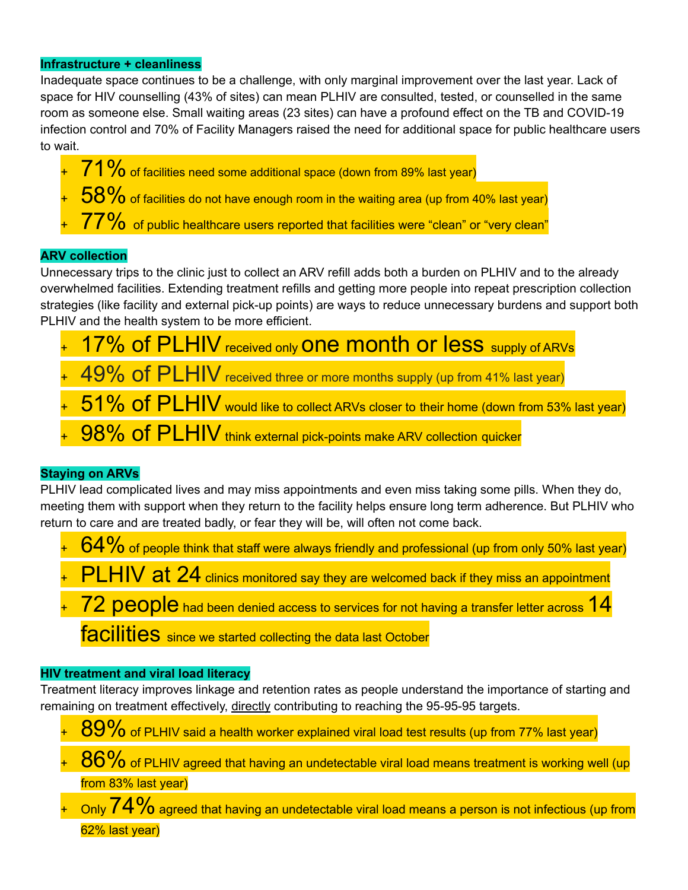**Infrastructure + cleanliness**

Inadequate space continues to be a challenge, with only marginal improvement over the last year. Lack of space for HIV counselling (43% of sites) can mean PLHIV are consulted, tested, or counselled in the same room as someone else. Small waiting areas (23 sites) can have a profound effect on the TB and COVID-19 infection control and 70% of Facility Managers raised the need for additional space for public healthcare users to wait.

+ 71% of facilities need some additional space (down from 89% last year)
+ 58% of facilities do not have enough room in the waiting area (up from 40% last year)
+ 77% of public healthcare users reported that facilities were "clean" or "very clean"

**ARV collection**

Unnecessary trips to the clinic just to collect an ARV refill adds both a burden on PLHIV and to the already overwhelmed facilities. Extending treatment refills and getting more people into repeat prescription collection strategies (like facility and external pick-up points) are ways to reduce unnecessary burdens and support both PLHIV and the health system to be more efficient.

+ 17% of PLHIV received only one month or less supply of ARVs
+ 49% of PLHIV received three or more months supply (up from 41% last year)
+ 51% of PLHIV would like to collect ARVs closer to their home (down from 53% last year)
+ 98% of PLHIV think external pick-points make ARV collection quicker

**Staying on ARVs**

PLHIV lead complicated lives and may miss appointments and even miss taking some pills. When they do, meeting them with support when they return to the facility helps ensure long term adherence. But PLHIV who return to care and are treated badly, or fear they will be, will often not come back.

+ 64% of people think that staff were always friendly and professional (up from only 50% last year)
+ PLHIV at 24 clinics monitored say they are welcomed back if they miss an appointment
+ 72 people had been denied access to services for not having a transfer letter across 14 facilities since we started collecting the data last October

**HIV treatment and viral load literacy**

Treatment literacy improves linkage and retention rates as people understand the importance of starting and remaining on treatment effectively, directly contributing to reaching the 95-95-95 targets.

+ 89% of PLHIV said a health worker explained viral load test results (up from 77% last year)
+ 86% of PLHIV agreed that having an undetectable viral load means treatment is working well (up from 83% last year)
+ Only 74% agreed that having an undetectable viral load means a person is not infectious (up from 62% last year)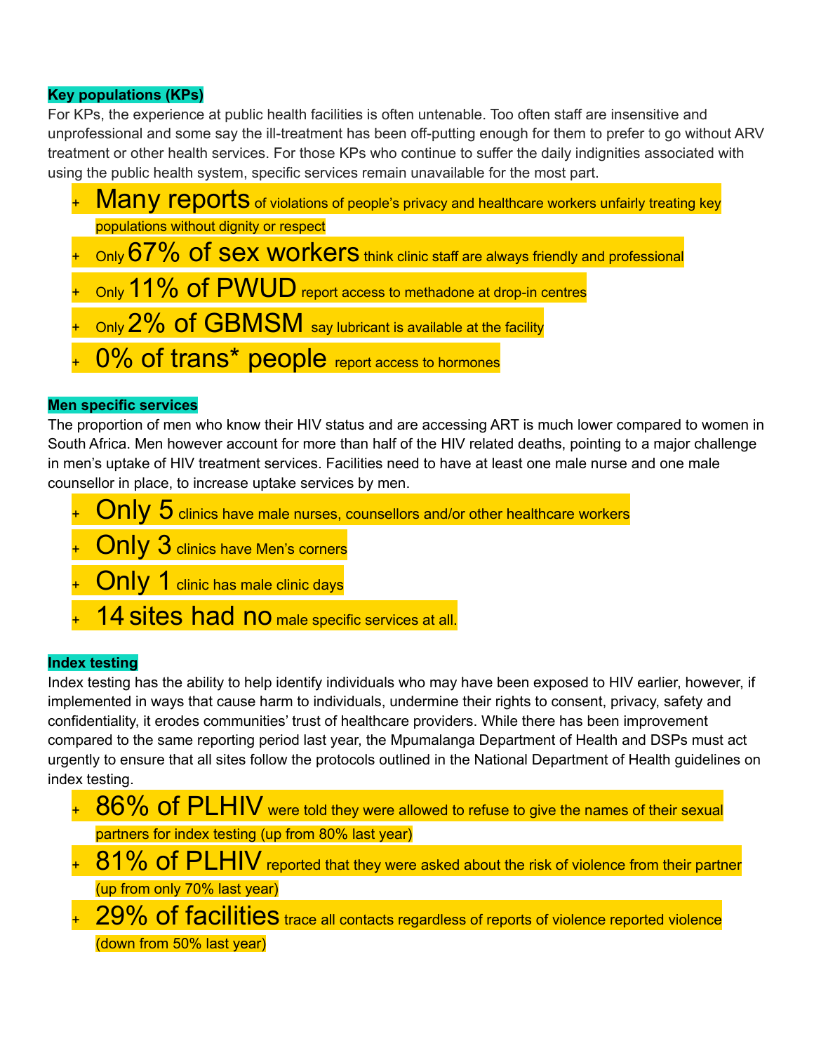**Key populations (KPs)**

For KPs, the experience at public health facilities is often untenable. Too often staff are insensitive and unprofessional and some say the ill-treatment has been off-putting enough for them to prefer to go without ARV treatment or other health services. For those KPs who continue to suffer the daily indignities associated with using the public health system, specific services remain unavailable for the most part.

- Many reports of violations of people's privacy and healthcare workers unfairly treating key populations without dignity or respect
- Only 67% of sex workers think clinic staff are always friendly and professional
- Only 11% of PWUD report access to methadone at drop-in centres
- Only 2% of GBMSM say lubricant is available at the facility
- 0% of trans* people report access to hormones

**Men specific services**

The proportion of men who know their HIV status and are accessing ART is much lower compared to women in South Africa. Men however account for more than half of the HIV related deaths, pointing to a major challenge in men's uptake of HIV treatment services. Facilities need to have at least one male nurse and one male counsellor in place, to increase uptake services by men.

- Only 5 clinics have male nurses, counsellors and/or other healthcare workers
- Only 3 clinics have Men's corners
- Only 1 clinic has male clinic days
- 14 sites had no male specific services at all.

**Index testing**

Index testing has the ability to help identify individuals who may have been exposed to HIV earlier, however, if implemented in ways that cause harm to individuals, undermine their rights to consent, privacy, safety and confidentiality, it erodes communities' trust of healthcare providers. While there has been improvement compared to the same reporting period last year, the Mpumalanga Department of Health and DSPs must act urgently to ensure that all sites follow the protocols outlined in the National Department of Health guidelines on index testing.

- 86% of PLHIV were told they were allowed to refuse to give the names of their sexual partners for index testing (up from 80% last year)
- 81% of PLHIV reported that they were asked about the risk of violence from their partner (up from only 70% last year)
- 29% of facilities trace all contacts regardless of reports of violence reported violence (down from 50% last year)